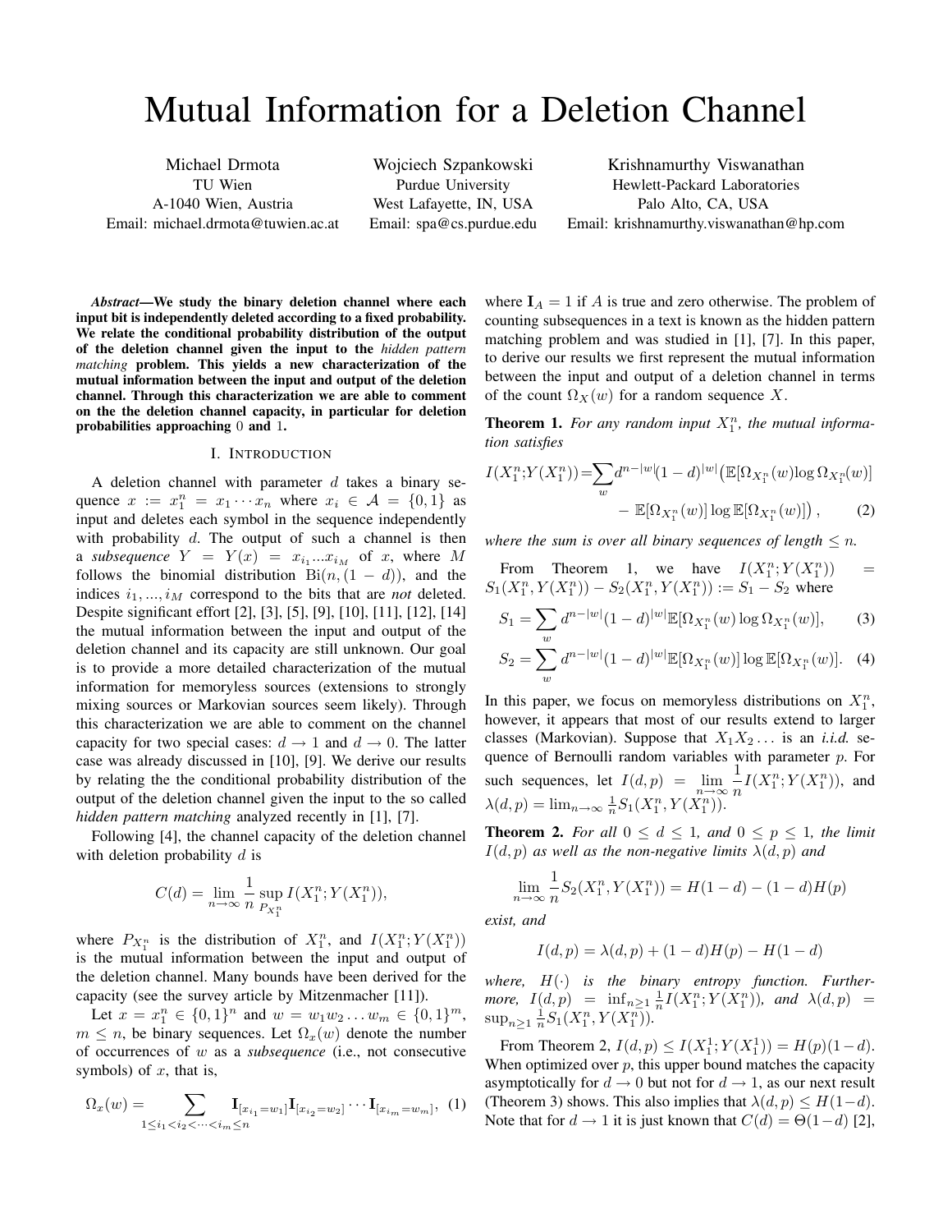# Mutual Information for a Deletion Channel

Michael Drmota
TU Wien
A-1040 Wien, Austria
Email: michael.drmota@tuwien.ac.at

Wojciech Szpankowski
Purdue University
West Lafayette, IN, USA
Email: spa@cs.purdue.edu

Krishnamurthy Viswanathan
Hewlett-Packard Laboratories
Palo Alto, CA, USA
Email: krishnamurthy.viswanathan@hp.com

***Abstract*—We study the binary deletion channel where each input bit is independently deleted according to a fixed probability. We relate the conditional probability distribution of the output of the deletion channel given the input to the *hidden pattern matching* problem. This yields a new characterization of the mutual information between the input and output of the deletion channel. Through this characterization we are able to comment on the the deletion channel capacity, in particular for deletion probabilities approaching 0 and 1.**

## I. Introduction

A deletion channel with parameter $d$ takes a binary sequence $x := x_1^n = x_1 \cdots x_n$ where $x_i \in \mathcal{A} = \{0, 1\}$ as input and deletes each symbol in the sequence independently with probability $d$. The output of such a channel is then a *subsequence* $Y = Y(x) = x_{i_1}...x_{i_M}$ of $x$, where $M$ follows the binomial distribution $\mathrm{Bi}(n, (1-d))$, and the indices $i_1, ..., i_M$ correspond to the bits that are *not* deleted. Despite significant effort [2], [3], [5], [9], [10], [11], [12], [14] the mutual information between the input and output of the deletion channel and its capacity are still unknown. Our goal is to provide a more detailed characterization of the mutual information for memoryless sources (extensions to strongly mixing sources or Markovian sources seem likely). Through this characterization we are able to comment on the channel capacity for two special cases: $d \to 1$ and $d \to 0$. The latter case was already discussed in [10], [9]. We derive our results by relating the the conditional probability distribution of the output of the deletion channel given the input to the so called *hidden pattern matching* analyzed recently in [1], [7].

Following [4], the channel capacity of the deletion channel with deletion probability $d$ is

$$C(d) = \lim_{n\to\infty} \frac{1}{n} \sup_{P_{X_1^n}} I(X_1^n; Y(X_1^n)),$$

where $P_{X_1^n}$ is the distribution of $X_1^n$, and $I(X_1^n; Y(X_1^n))$ is the mutual information between the input and output of the deletion channel. Many bounds have been derived for the capacity (see the survey article by Mitzenmacher [11]).

Let $x = x_1^n \in \{0, 1\}^n$ and $w = w_1 w_2 \dots w_m \in \{0, 1\}^m$, $m \le n$, be binary sequences. Let $\Omega_x(w)$ denote the number of occurrences of $w$ as a *subsequence* (i.e., not consecutive symbols) of $x$, that is,

$$\Omega_x(w) = \sum_{1 \le i_1 < i_2 < \cdots < i_m \le n} \mathbf{I}_{[x_{i_1} = w_1]} \mathbf{I}_{[x_{i_2} = w_2]} \cdots \mathbf{I}_{[x_{i_m} = w_m]}, \quad (1)$$

where $\mathbf{I}_A = 1$ if $A$ is true and zero otherwise. The problem of counting subsequences in a text is known as the hidden pattern matching problem and was studied in [1], [7]. In this paper, to derive our results we first represent the mutual information between the input and output of a deletion channel in terms of the count $\Omega_X(w)$ for a random sequence $X$.

**Theorem 1.** *For any random input $X_1^n$, the mutual information satisfies*

$$I(X_1^n;Y(X_1^n)) = \sum_w d^{n-|w|}(1-d)^{|w|}\big(\mathbb{E}[\Omega_{X_1^n}(w) \log \Omega_{X_1^n}(w)] - \mathbb{E}[\Omega_{X_1^n}(w)] \log \mathbb{E}[\Omega_{X_1^n}(w)]\big), \quad (2)$$

*where the sum is over all binary sequences of length $\le n$.*

From Theorem 1, we have $I(X_1^n; Y(X_1^n)) = S_1(X_1^n, Y(X_1^n)) - S_2(X_1^n, Y(X_1^n)) := S_1 - S_2$ where

$$S_1 = \sum_w d^{n-|w|}(1-d)^{|w|} \mathbb{E}[\Omega_{X_1^n}(w) \log \Omega_{X_1^n}(w)], \quad (3)$$

$$S_2 = \sum_w d^{n-|w|}(1-d)^{|w|} \mathbb{E}[\Omega_{X_1^n}(w)] \log \mathbb{E}[\Omega_{X_1^n}(w)]. \quad (4)$$

In this paper, we focus on memoryless distributions on $X_1^n$, however, it appears that most of our results extend to larger classes (Markovian). Suppose that $X_1 X_2 \dots$ is an *i.i.d.* sequence of Bernoulli random variables with parameter $p$. For such sequences, let $I(d,p) = \lim_{n\to\infty} \frac{1}{n} I(X_1^n; Y(X_1^n))$, and $\lambda(d,p) = \lim_{n\to\infty} \frac{1}{n} S_1(X_1^n, Y(X_1^n))$.

**Theorem 2.** *For all $0 \le d \le 1$, and $0 \le p \le 1$, the limit $I(d,p)$ as well as the non-negative limits $\lambda(d,p)$ and*

$$\lim_{n\to\infty} \frac{1}{n} S_2(X_1^n, Y(X_1^n)) = H(1-d) - (1-d)H(p)$$

*exist, and*

$$I(d,p) = \lambda(d,p) + (1-d)H(p) - H(1-d)$$

*where, $H(\cdot)$ is the binary entropy function. Furthermore, $I(d,p) = \inf_{n\ge1} \frac{1}{n} I(X_1^n; Y(X_1^n))$, and $\lambda(d,p) = \sup_{n\ge1} \frac{1}{n} S_1(X_1^n, Y(X_1^n))$.*

From Theorem 2, $I(d,p) \le I(X_1^1; Y(X_1^1)) = H(p)(1-d)$. When optimized over $p$, this upper bound matches the capacity asymptotically for $d \to 0$ but not for $d \to 1$, as our next result (Theorem 3) shows. This also implies that $\lambda(d,p) \le H(1-d)$. Note that for $d \to 1$ it is just known that $C(d) = \Theta(1-d)$ [2],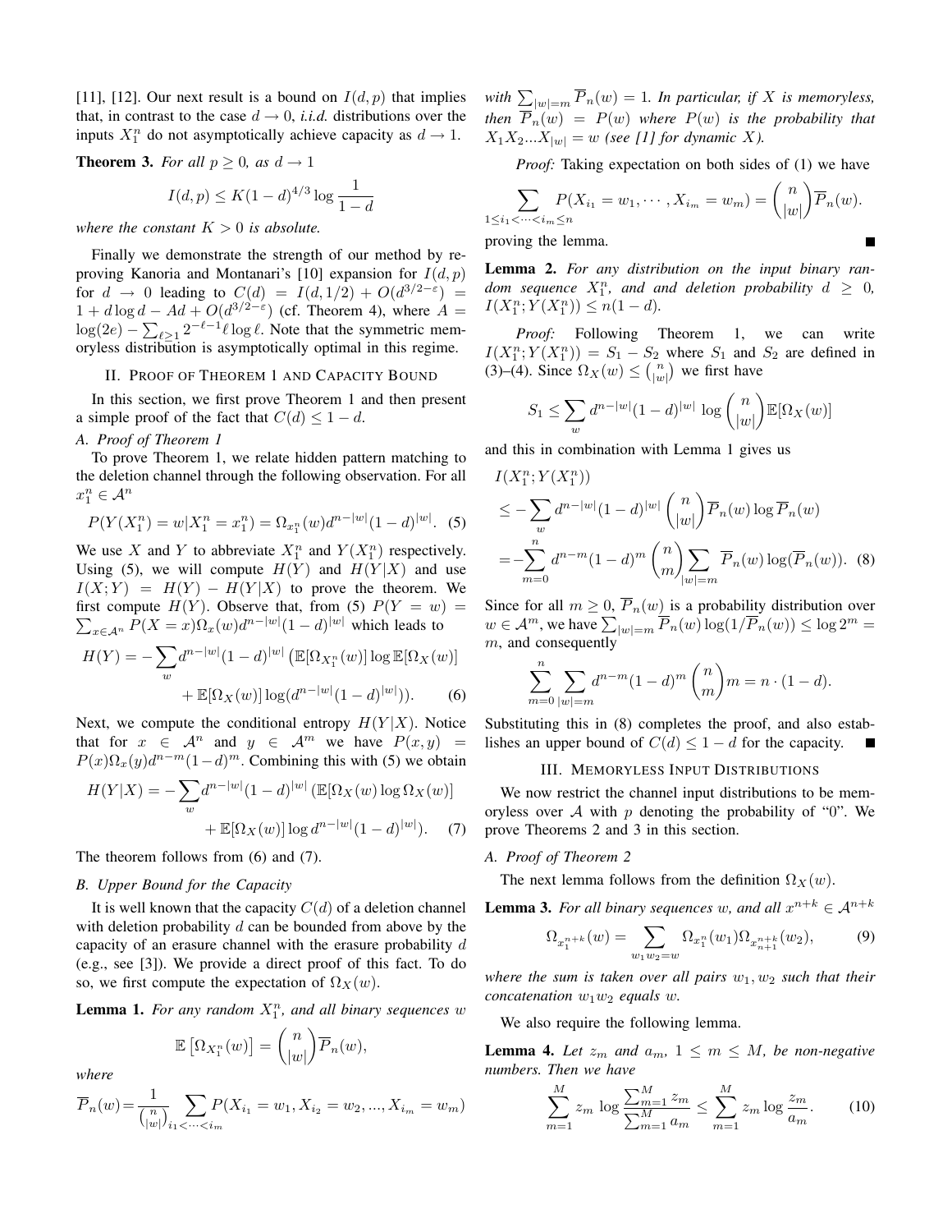[11], [12]. Our next result is a bound on $I(d,p)$ that implies that, in contrast to the case $d \to 0$, *i.i.d.* distributions over the inputs $X_1^n$ do not asymptotically achieve capacity as $d \to 1$.

**Theorem 3.** *For all $p \geq 0$, as $d \to 1$*

$$I(d,p) \leq K(1-d)^{4/3} \log \frac{1}{1-d}$$

*where the constant $K > 0$ is absolute.*

Finally we demonstrate the strength of our method by reproving Kanoria and Montanari's [10] expansion for $I(d,p)$ for $d \to 0$ leading to $C(d) = I(d, 1/2) + O(d^{3/2-\varepsilon}) = 1 + d \log d - Ad + O(d^{3/2-\varepsilon})$ (cf. Theorem 4), where $A = \log(2e) - \sum_{\ell \geq 1} 2^{-\ell-1} \ell \log \ell$. Note that the symmetric memoryless distribution is asymptotically optimal in this regime.

## II. Proof of Theorem 1 and Capacity Bound

In this section, we first prove Theorem 1 and then present a simple proof of the fact that $C(d) \leq 1 - d$.

### A. Proof of Theorem 1

To prove Theorem 1, we relate hidden pattern matching to the deletion channel through the following observation. For all $x_1^n \in \mathcal{A}^n$

$$P(Y(X_1^n) = w | X_1^n = x_1^n) = \Omega_{x_1^n}(w) d^{n-|w|}(1-d)^{|w|}. \quad (5)$$

We use $X$ and $Y$ to abbreviate $X_1^n$ and $Y(X_1^n)$ respectively. Using (5), we will compute $H(Y)$ and $H(Y|X)$ and use $I(X;Y) = H(Y) - H(Y|X)$ to prove the theorem. We first compute $H(Y)$. Observe that, from (5) $P(Y = w) = \sum_{x \in \mathcal{A}^n} P(X = x)\Omega_x(w) d^{n-|w|}(1-d)^{|w|}$ which leads to

$$\begin{aligned} H(Y) = -\sum_w & d^{n-|w|}(1-d)^{|w|} \left( \mathbb{E}[\Omega_{X_1^n}(w)] \log \mathbb{E}[\Omega_X(w)] \right. \\ & \left. + \mathbb{E}[\Omega_X(w)] \log(d^{n-|w|}(1-d)^{|w|}) \right). \quad (6) \end{aligned}$$

Next, we compute the conditional entropy $H(Y|X)$. Notice that for $x \in \mathcal{A}^n$ and $y \in \mathcal{A}^m$ we have $P(x,y) = P(x)\Omega_x(y) d^{n-m}(1-d)^m$. Combining this with (5) we obtain

$$\begin{aligned} H(Y|X) = -\sum_w & d^{n-|w|}(1-d)^{|w|} \left( \mathbb{E}[\Omega_X(w) \log \Omega_X(w)] \right. \\ & \left. + \mathbb{E}[\Omega_X(w)] \log d^{n-|w|}(1-d)^{|w|} \right). \quad (7) \end{aligned}$$

The theorem follows from (6) and (7).

### B. Upper Bound for the Capacity

It is well known that the capacity $C(d)$ of a deletion channel with deletion probability $d$ can be bounded from above by the capacity of an erasure channel with the erasure probability $d$ (e.g., see [3]). We provide a direct proof of this fact. To do so, we first compute the expectation of $\Omega_X(w)$.

**Lemma 1.** *For any random $X_1^n$, and all binary sequences $w$*

$$\mathbb{E}\left[\Omega_{X_1^n}(w)\right] = \binom{n}{|w|} \overline{P}_n(w),$$

*where*

$$\overline{P}_n(w) = \frac{1}{\binom{n}{|w|}} \sum_{i_1 < \cdots < i_m} P(X_{i_1} = w_1, X_{i_2} = w_2, ..., X_{i_m} = w_m)$$

*with $\sum_{|w|=m} \overline{P}_n(w) = 1$. In particular, if $X$ is memoryless, then $\overline{P}_n(w) = P(w)$ where $P(w)$ is the probability that $X_1 X_2 ... X_{|w|} = w$ (see [1] for dynamic $X$).*

*Proof:* Taking expectation on both sides of (1) we have

$$\sum_{1 \leq i_1 < \cdots < i_m \leq n} P(X_{i_1} = w_1, \cdots, X_{i_m} = w_m) = \binom{n}{|w|} \overline{P}_n(w).$$

proving the lemma. ∎

**Lemma 2.** *For any distribution on the input binary random sequence $X_1^n$, and and deletion probability $d \geq 0$, $I(X_1^n; Y(X_1^n)) \leq n(1-d)$.*

*Proof:* Following Theorem 1, we can write $I(X_1^n; Y(X_1^n)) = S_1 - S_2$ where $S_1$ and $S_2$ are defined in (3)–(4). Since $\Omega_X(w) \leq \binom{n}{|w|}$ we first have

$$S_1 \leq \sum_w d^{n-|w|}(1-d)^{|w|} \log \binom{n}{|w|} \mathbb{E}[\Omega_X(w)]$$

and this in combination with Lemma 1 gives us

$$\begin{aligned} & I(X_1^n; Y(X_1^n)) \\ & \leq -\sum_w d^{n-|w|}(1-d)^{|w|} \binom{n}{|w|} \overline{P}_n(w) \log \overline{P}_n(w) \\ & = -\sum_{m=0}^n d^{n-m}(1-d)^m \binom{n}{m} \sum_{|w|=m} \overline{P}_n(w) \log(\overline{P}_n(w)). \quad (8) \end{aligned}$$

Since for all $m \geq 0$, $\overline{P}_n(w)$ is a probability distribution over $w \in \mathcal{A}^m$, we have $\sum_{|w|=m} \overline{P}_n(w) \log(1/\overline{P}_n(w)) \leq \log 2^m = m$, and consequently

$$\sum_{m=0}^n \sum_{|w|=m} d^{n-m}(1-d)^m \binom{n}{m} m = n \cdot (1-d).$$

Substituting this in (8) completes the proof, and also establishes an upper bound of $C(d) \leq 1 - d$ for the capacity. ∎

## III. Memoryless Input Distributions

We now restrict the channel input distributions to be memoryless over $\mathcal{A}$ with $p$ denoting the probability of "0". We prove Theorems 2 and 3 in this section.

### A. Proof of Theorem 2

The next lemma follows from the definition $\Omega_X(w)$.

**Lemma 3.** *For all binary sequences $w$, and all $x^{n+k} \in \mathcal{A}^{n+k}$*

$$\Omega_{x_1^{n+k}}(w) = \sum_{w_1 w_2 = w} \Omega_{x_1^n}(w_1) \Omega_{x_{n+1}^{n+k}}(w_2), \quad (9)$$

*where the sum is taken over all pairs $w_1, w_2$ such that their concatenation $w_1 w_2$ equals $w$.*

We also require the following lemma.

**Lemma 4.** *Let $z_m$ and $a_m$, $1 \leq m \leq M$, be non-negative numbers. Then we have*

$$\sum_{m=1}^M z_m \log \frac{\sum_{m=1}^M z_m}{\sum_{m=1}^M a_m} \leq \sum_{m=1}^M z_m \log \frac{z_m}{a_m}. \quad (10)$$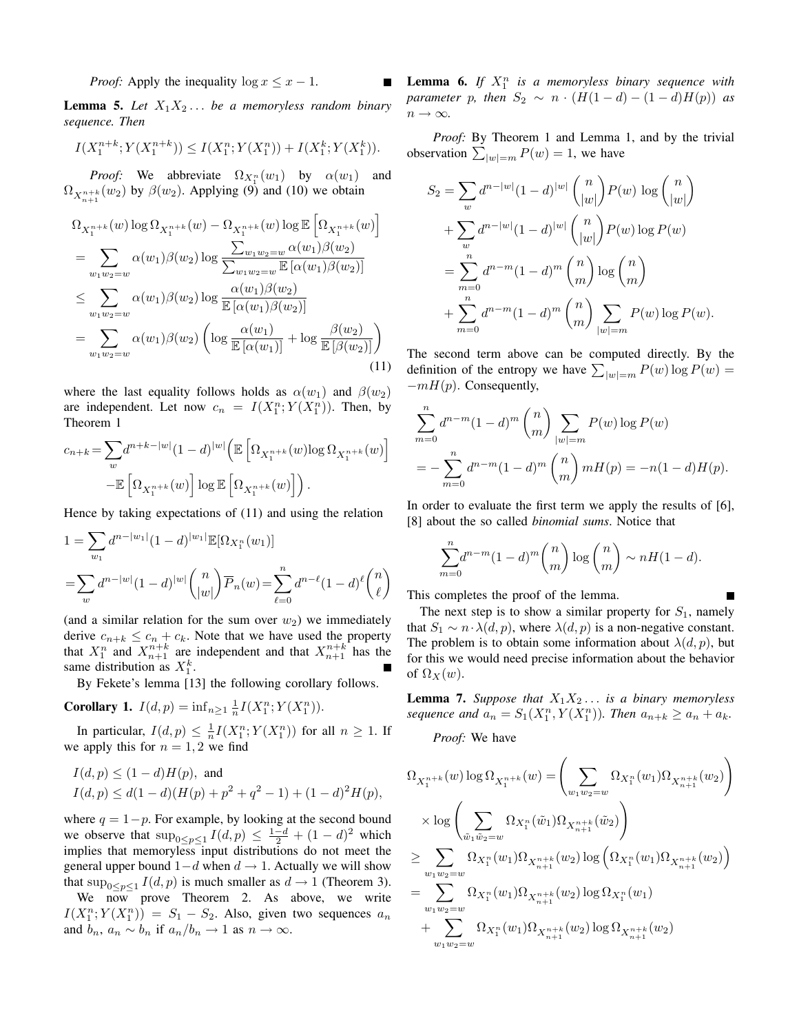*Proof:* Apply the inequality $\log x \le x - 1$. ∎

**Lemma 5.** *Let $X_1X_2\dots$ be a memoryless random binary sequence. Then*

$$I(X_1^{n+k}; Y(X_1^{n+k})) \le I(X_1^n; Y(X_1^n)) + I(X_1^k; Y(X_1^k)).$$

*Proof:* We abbreviate $\Omega_{X_1^n}(w_1)$ by $\alpha(w_1)$ and $\Omega_{X_{n+1}^{n+k}}(w_2)$ by $\beta(w_2)$. Applying (9) and (10) we obtain

$$\begin{aligned}
&\Omega_{X_1^{n+k}}(w)\log \Omega_{X_1^{n+k}}(w) - \Omega_{X_1^{n+k}}(w)\log \mathbb{E}\left[\Omega_{X_1^{n+k}}(w)\right] \\
&= \sum_{w_1w_2=w} \alpha(w_1)\beta(w_2)\log \frac{\sum_{w_1w_2=w}\alpha(w_1)\beta(w_2)}{\sum_{w_1w_2=w}\mathbb{E}\left[\alpha(w_1)\beta(w_2)\right]} \\
&\le \sum_{w_1w_2=w} \alpha(w_1)\beta(w_2)\log \frac{\alpha(w_1)\beta(w_2)}{\mathbb{E}\left[\alpha(w_1)\beta(w_2)\right]} \\
&= \sum_{w_1w_2=w} \alpha(w_1)\beta(w_2)\left(\log \frac{\alpha(w_1)}{\mathbb{E}\left[\alpha(w_1)\right]} + \log\frac{\beta(w_2)}{\mathbb{E}\left[\beta(w_2)\right]}\right)
\end{aligned} \tag{11}$$

where the last equality follows holds as $\alpha(w_1)$ and $\beta(w_2)$ are independent. Let now $c_n = I(X_1^n; Y(X_1^n))$. Then, by Theorem 1

$$\begin{aligned}
c_{n+k} = &\sum_w d^{n+k-|w|}(1-d)^{|w|}\Big(\mathbb{E}\left[\Omega_{X_1^{n+k}}(w)\log\Omega_{X_1^{n+k}}(w)\right] \\
&- \mathbb{E}\left[\Omega_{X_1^{n+k}}(w)\right]\log \mathbb{E}\left[\Omega_{X_1^{n+k}}(w)\right]\Big).
\end{aligned}$$

Hence by taking expectations of (11) and using the relation

$$\begin{aligned}
1 &= \sum_{w_1} d^{n-|w_1|}(1-d)^{|w_1|}\mathbb{E}[\Omega_{X_1^n}(w_1)] \\
&= \sum_w d^{n-|w|}(1-d)^{|w|}\binom{n}{|w|}\overline{P}_n(w) = \sum_{\ell=0}^n d^{n-\ell}(1-d)^\ell\binom{n}{\ell}
\end{aligned}$$

(and a similar relation for the sum over $w_2$) we immediately derive $c_{n+k} \le c_n + c_k$. Note that we have used the property that $X_1^n$ and $X_{n+1}^{n+k}$ are independent and that $X_{n+1}^{n+k}$ has the same distribution as $X_1^k$. ∎

By Fekete's lemma [13] the following corollary follows.

**Corollary 1.** $I(d,p) = \inf_{n\ge 1}\frac{1}{n}I(X_1^n; Y(X_1^n))$.

In particular, $I(d,p) \le \frac{1}{n}I(X_1^n; Y(X_1^n))$ for all $n \ge 1$. If we apply this for $n = 1, 2$ we find

$$\begin{aligned}
&I(d,p) \le (1-d)H(p), \text{ and} \\
&I(d,p) \le d(1-d)(H(p) + p^2 + q^2 - 1) + (1-d)^2H(p),
\end{aligned}$$

where $q = 1-p$. For example, by looking at the second bound we observe that $\sup_{0\le p\le 1} I(d,p) \le \frac{1-d}{2} + (1-d)^2$ which implies that memoryless input distributions do not meet the general upper bound $1-d$ when $d \to 1$. Actually we will show that $\sup_{0\le p\le 1} I(d,p)$ is much smaller as $d \to 1$ (Theorem 3).

We now prove Theorem 2. As above, we write $I(X_1^n; Y(X_1^n)) = S_1 - S_2$. Also, given two sequences $a_n$ and $b_n$, $a_n \sim b_n$ if $a_n/b_n \to 1$ as $n \to \infty$.

**Lemma 6.** *If $X_1^n$ is a memoryless binary sequence with parameter $p$, then $S_2 \sim n\cdot(H(1-d) - (1-d)H(p))$ as $n \to \infty$.*

*Proof:* By Theorem 1 and Lemma 1, and by the trivial observation $\sum_{|w|=m} P(w) = 1$, we have

$$\begin{aligned}
S_2 &= \sum_w d^{n-|w|}(1-d)^{|w|}\binom{n}{|w|}P(w)\,\log\binom{n}{|w|} \\
&+ \sum_w d^{n-|w|}(1-d)^{|w|}\binom{n}{|w|}P(w)\log P(w) \\
&= \sum_{m=0}^n d^{n-m}(1-d)^m\binom{n}{m}\log\binom{n}{m} \\
&+ \sum_{m=0}^n d^{n-m}(1-d)^m\binom{n}{m}\sum_{|w|=m}P(w)\log P(w).
\end{aligned}$$

The second term above can be computed directly. By the definition of the entropy we have $\sum_{|w|=m}P(w)\log P(w) = -mH(p)$. Consequently,

$$\begin{aligned}
&\sum_{m=0}^n d^{n-m}(1-d)^m\binom{n}{m}\sum_{|w|=m}P(w)\log P(w) \\
&= -\sum_{m=0}^n d^{n-m}(1-d)^m\binom{n}{m}mH(p) = -n(1-d)H(p).
\end{aligned}$$

In order to evaluate the first term we apply the results of [6], [8] about the so called *binomial sums*. Notice that

$$\sum_{m=0}^n d^{n-m}(1-d)^m\binom{n}{m}\log\binom{n}{m} \sim nH(1-d).$$

This completes the proof of the lemma. ∎

The next step is to show a similar property for $S_1$, namely that $S_1 \sim n\cdot\lambda(d,p)$, where $\lambda(d,p)$ is a non-negative constant. The problem is to obtain some information about $\lambda(d,p)$, but for this we would need precise information about the behavior of $\Omega_X(w)$.

**Lemma 7.** *Suppose that $X_1X_2\dots$ is a binary memoryless sequence and $a_n = S_1(X_1^n, Y(X_1^n))$. Then $a_{n+k} \ge a_n + a_k$.*

*Proof:* We have

$$\begin{aligned}
&\Omega_{X_1^{n+k}}(w)\log\Omega_{X_1^{n+k}}(w) = \left(\sum_{w_1w_2=w}\Omega_{X_1^n}(w_1)\Omega_{X_{n+1}^{n+k}}(w_2)\right) \\
&\quad\times\log\left(\sum_{\tilde{w}_1\tilde{w}_2=w}\Omega_{X_1^n}(\tilde{w}_1)\Omega_{X_{n+1}^{n+k}}(\tilde{w}_2)\right) \\
&\ge \sum_{w_1w_2=w}\Omega_{X_1^n}(w_1)\Omega_{X_{n+1}^{n+k}}(w_2)\log\left(\Omega_{X_1^n}(w_1)\Omega_{X_{n+1}^{n+k}}(w_2)\right) \\
&= \sum_{w_1w_2=w}\Omega_{X_1^n}(w_1)\Omega_{X_{n+1}^{n+k}}(w_2)\log\Omega_{X_1^n}(w_1) \\
&\quad+ \sum_{w_1w_2=w}\Omega_{X_1^n}(w_1)\Omega_{X_{n+1}^{n+k}}(w_2)\log\Omega_{X_{n+1}^{n+k}}(w_2)
\end{aligned}$$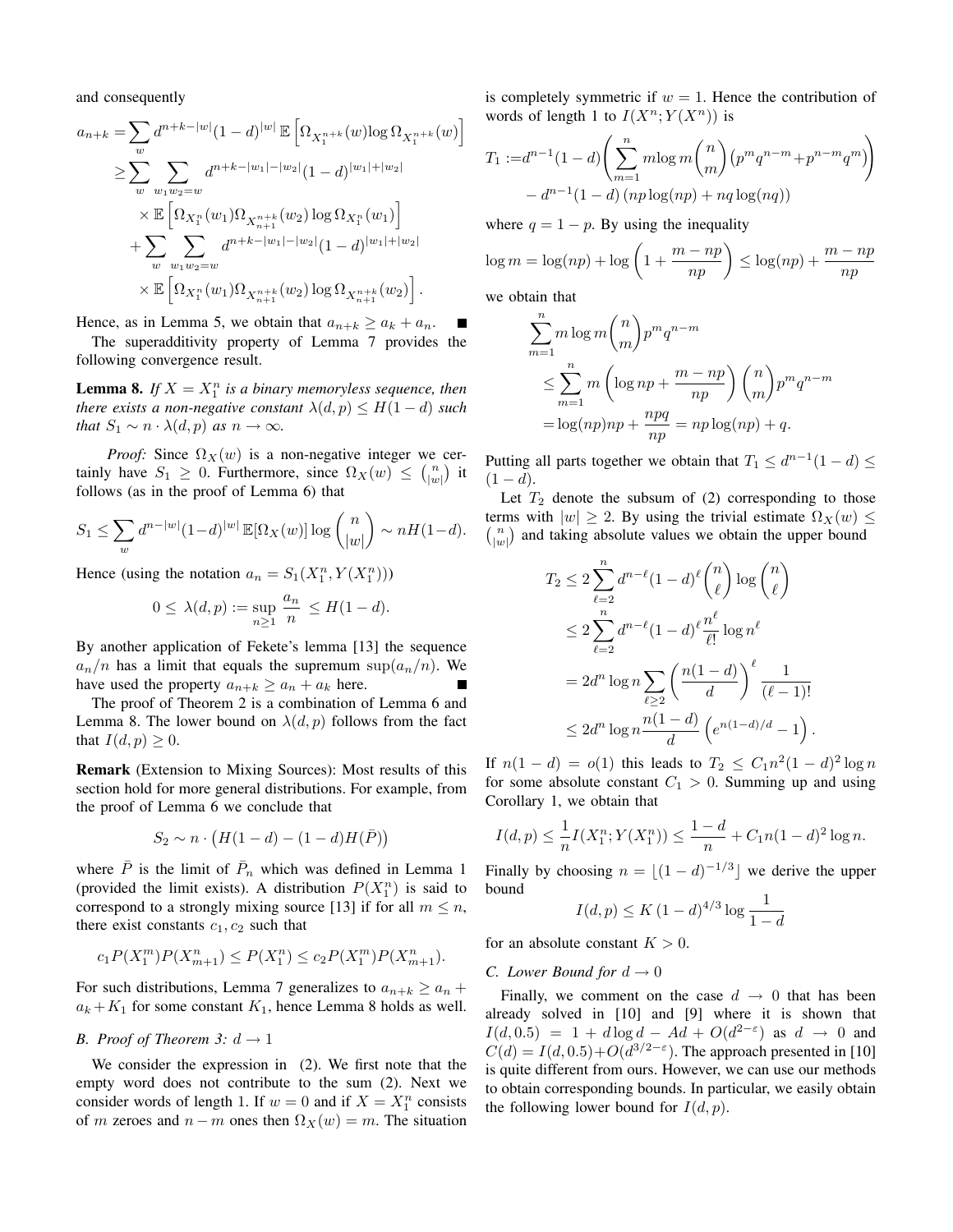and consequently

$$
\begin{aligned}
a_{n+k} =& \sum_{w} d^{n+k-|w|}(1-d)^{|w|}\,\mathbb{E}\left[\Omega_{X_1^{n+k}}(w)\log \Omega_{X_1^{n+k}}(w)\right] \\
\geq& \sum_{w}\sum_{w_1 w_2 = w} d^{n+k-|w_1|-|w_2|}(1-d)^{|w_1|+|w_2|} \\
&\times \mathbb{E}\left[\Omega_{X_1^n}(w_1)\Omega_{X_{n+1}^{n+k}}(w_2)\log \Omega_{X_1^n}(w_1)\right] \\
&+ \sum_{w}\sum_{w_1 w_2 = w} d^{n+k-|w_1|-|w_2|}(1-d)^{|w_1|+|w_2|} \\
&\times \mathbb{E}\left[\Omega_{X_1^n}(w_1)\Omega_{X_{n+1}^{n+k}}(w_2)\log \Omega_{X_{n+1}^{n+k}}(w_2)\right].
\end{aligned}
$$

Hence, as in Lemma 5, we obtain that $a_{n+k} \geq a_k + a_n$. ∎

The superadditivity property of Lemma 7 provides the following convergence result.

**Lemma 8.** *If $X = X_1^n$ is a binary memoryless sequence, then there exists a non-negative constant $\lambda(d,p) \leq H(1-d)$ such that $S_1 \sim n \cdot \lambda(d,p)$ as $n \to \infty$.*

*Proof:* Since $\Omega_X(w)$ is a non-negative integer we certainly have $S_1 \geq 0$. Furthermore, since $\Omega_X(w) \leq \binom{n}{|w|}$ it follows (as in the proof of Lemma 6) that

$$
S_1 \leq \sum_w d^{n-|w|}(1-d)^{|w|}\,\mathbb{E}[\Omega_X(w)]\log\binom{n}{|w|} \sim nH(1-d).
$$

Hence (using the notation $a_n = S_1(X_1^n, Y(X_1^n))$)

$$
0 \leq \lambda(d,p) := \sup_{n\geq 1}\frac{a_n}{n} \leq H(1-d).
$$

By another application of Fekete's lemma [13] the sequence $a_n/n$ has a limit that equals the supremum $\sup(a_n/n)$. We have used the property $a_{n+k} \geq a_n + a_k$ here. ∎

The proof of Theorem 2 is a combination of Lemma 6 and Lemma 8. The lower bound on $\lambda(d,p)$ follows from the fact that $I(d,p) \geq 0$.

**Remark** (Extension to Mixing Sources): Most results of this section hold for more general distributions. For example, from the proof of Lemma 6 we conclude that

$$
S_2 \sim n \cdot \left(H(1-d) - (1-d)H(\bar{P})\right)
$$

where $\bar{P}$ is the limit of $\bar{P}_n$ which was defined in Lemma 1 (provided the limit exists). A distribution $P(X_1^n)$ is said to correspond to a strongly mixing source [13] if for all $m \leq n$, there exist constants $c_1, c_2$ such that

$$
c_1 P(X_1^m)P(X_{m+1}^n) \leq P(X_1^n) \leq c_2 P(X_1^m)P(X_{m+1}^n).
$$

For such distributions, Lemma 7 generalizes to $a_{n+k} \geq a_n + a_k + K_1$ for some constant $K_1$, hence Lemma 8 holds as well.

### B. Proof of Theorem 3: $d \to 1$

We consider the expression in (2). We first note that the empty word does not contribute to the sum (2). Next we consider words of length 1. If $w = 0$ and if $X = X_1^n$ consists of $m$ zeroes and $n-m$ ones then $\Omega_X(w) = m$. The situation is completely symmetric if $w = 1$. Hence the contribution of words of length 1 to $I(X^n; Y(X^n))$ is

$$
\begin{aligned}
T_1 :=& d^{n-1}(1-d)\left(\sum_{m=1}^{n} m\log m\binom{n}{m}\left(p^m q^{n-m} + p^{n-m}q^m\right)\right) \\
&- d^{n-1}(1-d)\left(np\log(np) + nq\log(nq)\right)
\end{aligned}
$$

where $q = 1-p$. By using the inequality

$$
\log m = \log(np) + \log\left(1 + \frac{m-np}{np}\right) \leq \log(np) + \frac{m-np}{np}
$$

we obtain that

$$
\begin{aligned}
&\sum_{m=1}^{n} m\log m\binom{n}{m}p^m q^{n-m} \\
&\leq \sum_{m=1}^{n} m\left(\log np + \frac{m-np}{np}\right)\binom{n}{m}p^m q^{n-m} \\
&= \log(np)np + \frac{npq}{np} = np\log(np) + q.
\end{aligned}
$$

Putting all parts together we obtain that $T_1 \leq d^{n-1}(1-d) \leq (1-d)$.

Let $T_2$ denote the subsum of (2) corresponding to those terms with $|w| \geq 2$. By using the trivial estimate $\Omega_X(w) \leq \binom{n}{|w|}$ and taking absolute values we obtain the upper bound

$$
\begin{aligned}
T_2 &\leq 2\sum_{\ell=2}^{n} d^{n-\ell}(1-d)^\ell\binom{n}{\ell}\log\binom{n}{\ell} \\
&\leq 2\sum_{\ell=2}^{n} d^{n-\ell}(1-d)^\ell\frac{n^\ell}{\ell!}\log n^\ell \\
&= 2d^n\log n\sum_{\ell\geq 2}\left(\frac{n(1-d)}{d}\right)^\ell\frac{1}{(\ell-1)!} \\
&\leq 2d^n\log n\frac{n(1-d)}{d}\left(e^{n(1-d)/d} - 1\right).
\end{aligned}
$$

If $n(1-d) = o(1)$ this leads to $T_2 \leq C_1 n^2(1-d)^2\log n$ for some absolute constant $C_1 > 0$. Summing up and using Corollary 1, we obtain that

$$
I(d,p) \leq \frac{1}{n}I(X_1^n; Y(X_1^n)) \leq \frac{1-d}{n} + C_1 n(1-d)^2\log n.
$$

Finally by choosing $n = \lfloor(1-d)^{-1/3}\rfloor$ we derive the upper bound

$$
I(d,p) \leq K\,(1-d)^{4/3}\log\frac{1}{1-d}
$$

for an absolute constant $K > 0$.

### C. Lower Bound for $d \to 0$

Finally, we comment on the case $d \to 0$ that has been already solved in [10] and [9] where it is shown that $I(d, 0.5) = 1 + d\log d - Ad + O(d^{2-\varepsilon})$ as $d \to 0$ and $C(d) = I(d, 0.5) + O(d^{3/2-\varepsilon})$. The approach presented in [10] is quite different from ours. However, we can use our methods to obtain corresponding bounds. In particular, we easily obtain the following lower bound for $I(d,p)$.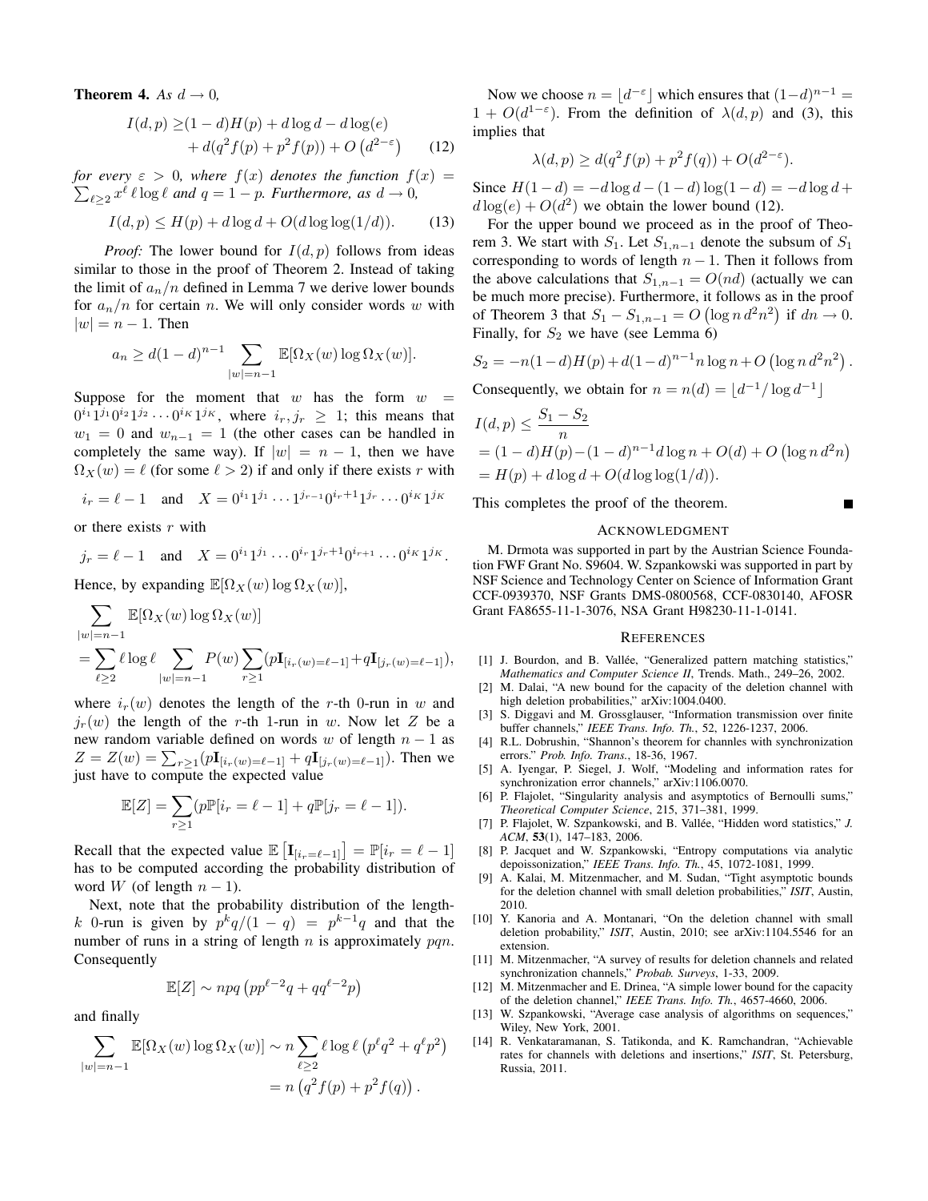**Theorem 4.** *As $d \to 0$,*

$$I(d,p) \geq (1-d)H(p) + d\log d - d\log(e) + d(q^2 f(p) + p^2 f(p)) + O\left(d^{2-\varepsilon}\right) \quad (12)$$

*for every $\varepsilon > 0$, where $f(x)$ denotes the function $f(x) = \sum_{\ell \geq 2} x^\ell \ell \log \ell$ and $q = 1-p$. Furthermore, as $d \to 0$,*

$$I(d,p) \leq H(p) + d\log d + O(d\log\log(1/d)). \quad (13)$$

*Proof:* The lower bound for $I(d,p)$ follows from ideas similar to those in the proof of Theorem 2. Instead of taking the limit of $a_n/n$ defined in Lemma 7 we derive lower bounds for $a_n/n$ for certain $n$. We will only consider words $w$ with $|w| = n-1$. Then

$$a_n \geq d(1-d)^{n-1} \sum_{|w|=n-1} \mathbb{E}[\Omega_X(w)\log\Omega_X(w)].$$

Suppose for the moment that $w$ has the form $w = 0^{i_1}1^{j_1}0^{i_2}1^{j_2}\cdots 0^{i_K}1^{j_K}$, where $i_r, j_r \geq 1$; this means that $w_1 = 0$ and $w_{n-1} = 1$ (the other cases can be handled in completely the same way). If $|w| = n-1$, then we have $\Omega_X(w) = \ell$ (for some $\ell > 2$) if and only if there exists $r$ with

$$i_r = \ell - 1 \quad \text{and} \quad X = 0^{i_1}1^{j_1}\cdots 1^{j_{r-1}}0^{i_r+1}1^{j_r}\cdots 0^{i_K}1^{j_K}$$

or there exists $r$ with

$$j_r = \ell - 1 \quad \text{and} \quad X = 0^{i_1}1^{j_1}\cdots 0^{i_r}1^{j_r+1}0^{i_{r+1}}\cdots 0^{i_K}1^{j_K}.$$

Hence, by expanding $\mathbb{E}[\Omega_X(w)\log\Omega_X(w)]$,

$$\sum_{|w|=n-1} \mathbb{E}[\Omega_X(w)\log\Omega_X(w)] = \sum_{\ell \geq 2} \ell\log\ell \sum_{|w|=n-1} P(w) \sum_{r\geq 1}(p\mathbf{I}_{[i_r(w)=\ell-1]} + q\mathbf{I}_{[j_r(w)=\ell-1]}),$$

where $i_r(w)$ denotes the length of the $r$-th 0-run in $w$ and $j_r(w)$ the length of the $r$-th 1-run in $w$. Now let $Z$ be a new random variable defined on words $w$ of length $n-1$ as $Z = Z(w) = \sum_{r\geq 1}(p\mathbf{I}_{[i_r(w)=\ell-1]} + q\mathbf{I}_{[j_r(w)=\ell-1]})$. Then we just have to compute the expected value

$$\mathbb{E}[Z] = \sum_{r \geq 1}(p\mathbb{P}[i_r = \ell-1] + q\mathbb{P}[j_r = \ell-1]).$$

Recall that the expected value $\mathbb{E}\left[\mathbf{I}_{[i_r=\ell-1]}\right] = \mathbb{P}[i_r = \ell-1]$ has to be computed according the probability distribution of word $W$ (of length $n-1$).

Next, note that the probability distribution of the length-$k$ 0-run is given by $p^k q/(1-q) = p^{k-1}q$ and that the number of runs in a string of length $n$ is approximately $pqn$. Consequently

$$\mathbb{E}[Z] \sim npq\left(pp^{\ell-2}q + qq^{\ell-2}p\right)$$

and finally

$$\sum_{|w|=n-1} \mathbb{E}[\Omega_X(w)\log\Omega_X(w)] \sim n\sum_{\ell\geq 2}\ell\log\ell\left(p^\ell q^2 + q^\ell p^2\right) = n\left(q^2 f(p) + p^2 f(q)\right).$$

Now we choose $n = \lfloor d^{-\varepsilon} \rfloor$ which ensures that $(1-d)^{n-1} = 1 + O(d^{1-\varepsilon})$. From the definition of $\lambda(d,p)$ and (3), this implies that

$$\lambda(d,p) \geq d(q^2 f(p) + p^2 f(q)) + O(d^{2-\varepsilon}).$$

Since $H(1-d) = -d\log d - (1-d)\log(1-d) = -d\log d + d\log(e) + O(d^2)$ we obtain the lower bound (12).

For the upper bound we proceed as in the proof of Theorem 3. We start with $S_1$. Let $S_{1,n-1}$ denote the subsum of $S_1$ corresponding to words of length $n-1$. Then it follows from the above calculations that $S_{1,n-1} = O(nd)$ (actually we can be much more precise). Furthermore, it follows as in the proof of Theorem 3 that $S_1 - S_{1,n-1} = O\left(\log n\, d^2 n^2\right)$ if $dn \to 0$. Finally, for $S_2$ we have (see Lemma 6)

$$S_2 = -n(1-d)H(p) + d(1-d)^{n-1}n\log n + O\left(\log n\, d^2 n^2\right).$$

Consequently, we obtain for $n = n(d) = \lfloor d^{-1}/\log d^{-1} \rfloor$

$$\begin{aligned} I(d,p) &\leq \frac{S_1 - S_2}{n} \\ &= (1-d)H(p) - (1-d)^{n-1}d\log n + O(d) + O\left(\log n\, d^2 n\right) \\ &= H(p) + d\log d + O(d\log\log(1/d)). \end{aligned}$$

This completes the proof of the theorem. ∎

## Acknowledgment

M. Drmota was supported in part by the Austrian Science Foundation FWF Grant No. S9604. W. Szpankowski was supported in part by NSF Science and Technology Center on Science of Information Grant CCF-0939370, NSF Grants DMS-0800568, CCF-0830140, AFOSR Grant FA8655-11-1-3076, NSA Grant H98230-11-1-0141.

## References

[1] J. Bourdon, and B. Vallée, "Generalized pattern matching statistics," *Mathematics and Computer Science II*, Trends. Math., 249–26, 2002.

[2] M. Dalai, "A new bound for the capacity of the deletion channel with high deletion probabilities," arXiv:1004.0400.

[3] S. Diggavi and M. Grossglauser, "Information transmission over finite buffer channels," *IEEE Trans. Info. Th.*, 52, 1226-1237, 2006.

[4] R.L. Dobrushin, "Shannon's theorem for channles with synchronization errors." *Prob. Info. Trans.*, 18-36, 1967.

[5] A. Iyengar, P. Siegel, J. Wolf, "Modeling and information rates for synchronization error channels," arXiv:1106.0070.

[6] P. Flajolet, "Singularity analysis and asymptotics of Bernoulli sums," *Theoretical Computer Science*, 215, 371–381, 1999.

[7] P. Flajolet, W. Szpankowski, and B. Vallée, "Hidden word statistics," *J. ACM*, **53**(1), 147–183, 2006.

[8] P. Jacquet and W. Szpankowski, "Entropy computations via analytic depoissonization," *IEEE Trans. Info. Th.*, 45, 1072-1081, 1999.

[9] A. Kalai, M. Mitzenmacher, and M. Sudan, "Tight asymptotic bounds for the deletion channel with small deletion probabilities," *ISIT*, Austin, 2010.

[10] Y. Kanoria and A. Montanari, "On the deletion channel with small deletion probability," *ISIT*, Austin, 2010; see arXiv:1104.5546 for an extension.

[11] M. Mitzenmacher, "A survey of results for deletion channels and related synchronization channels," *Probab. Surveys*, 1-33, 2009.

[12] M. Mitzenmacher and E. Drinea, "A simple lower bound for the capacity of the deletion channel," *IEEE Trans. Info. Th.*, 4657-4660, 2006.

[13] W. Szpankowski, "Average case analysis of algorithms on sequences," Wiley, New York, 2001.

[14] R. Venkataramanan, S. Tatikonda, and K. Ramchandran, "Achievable rates for channels with deletions and insertions," *ISIT*, St. Petersburg, Russia, 2011.